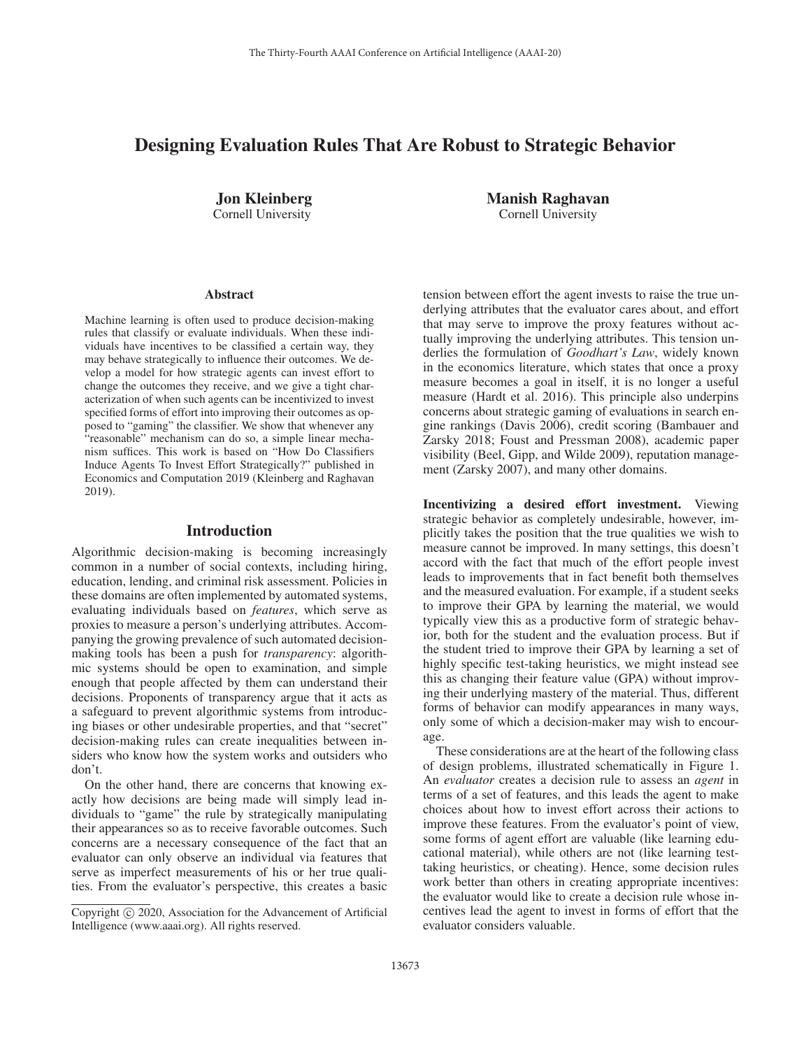# Designing Evaluation Rules That Are Robust to Strategic Behavior

**Jon Kleinberg**
Cornell University

**Manish Raghavan**
Cornell University

## Abstract

Machine learning is often used to produce decision-making rules that classify or evaluate individuals. When these individuals have incentives to be classified a certain way, they may behave strategically to influence their outcomes. We develop a model for how strategic agents can invest effort to change the outcomes they receive, and we give a tight characterization of when such agents can be incentivized to invest specified forms of effort into improving their outcomes as opposed to "gaming" the classifier. We show that whenever any "reasonable" mechanism can do so, a simple linear mechanism suffices. This work is based on "How Do Classifiers Induce Agents To Invest Effort Strategically?" published in Economics and Computation 2019 (Kleinberg and Raghavan 2019).

## Introduction

Algorithmic decision-making is becoming increasingly common in a number of social contexts, including hiring, education, lending, and criminal risk assessment. Policies in these domains are often implemented by automated systems, evaluating individuals based on *features*, which serve as proxies to measure a person's underlying attributes. Accompanying the growing prevalence of such automated decision-making tools has been a push for *transparency*: algorithmic systems should be open to examination, and simple enough that people affected by them can understand their decisions. Proponents of transparency argue that it acts as a safeguard to prevent algorithmic systems from introducing biases or other undesirable properties, and that "secret" decision-making rules can create inequalities between insiders who know how the system works and outsiders who don't.

On the other hand, there are concerns that knowing exactly how decisions are being made will simply lead individuals to "game" the rule by strategically manipulating their appearances so as to receive favorable outcomes. Such concerns are a necessary consequence of the fact that an evaluator can only observe an individual via features that serve as imperfect measurements of his or her true qualities. From the evaluator's perspective, this creates a basic tension between effort the agent invests to raise the true underlying attributes that the evaluator cares about, and effort that may serve to improve the proxy features without actually improving the underlying attributes. This tension underlies the formulation of *Goodhart's Law*, widely known in the economics literature, which states that once a proxy measure becomes a goal in itself, it is no longer a useful measure (Hardt et al. 2016). This principle also underpins concerns about strategic gaming of evaluations in search engine rankings (Davis 2006), credit scoring (Bambauer and Zarsky 2018; Foust and Pressman 2008), academic paper visibility (Beel, Gipp, and Wilde 2009), reputation management (Zarsky 2007), and many other domains.

**Incentivizing a desired effort investment.** Viewing strategic behavior as completely undesirable, however, implicitly takes the position that the true qualities we wish to measure cannot be improved. In many settings, this doesn't accord with the fact that much of the effort people invest leads to improvements that in fact benefit both themselves and the measured evaluation. For example, if a student seeks to improve their GPA by learning the material, we would typically view this as a productive form of strategic behavior, both for the student and the evaluation process. But if the student tried to improve their GPA by learning a set of highly specific test-taking heuristics, we might instead see this as changing their feature value (GPA) without improving their underlying mastery of the material. Thus, different forms of behavior can modify appearances in many ways, only some of which a decision-maker may wish to encourage.

These considerations are at the heart of the following class of design problems, illustrated schematically in Figure 1. An *evaluator* creates a decision rule to assess an *agent* in terms of a set of features, and this leads the agent to make choices about how to invest effort across their actions to improve these features. From the evaluator's point of view, some forms of agent effort are valuable (like learning educational material), while others are not (like learning test-taking heuristics, or cheating). Hence, some decision rules work better than others in creating appropriate incentives: the evaluator would like to create a decision rule whose incentives lead the agent to invest in forms of effort that the evaluator considers valuable.

Copyright © 2020, Association for the Advancement of Artificial Intelligence (www.aaai.org). All rights reserved.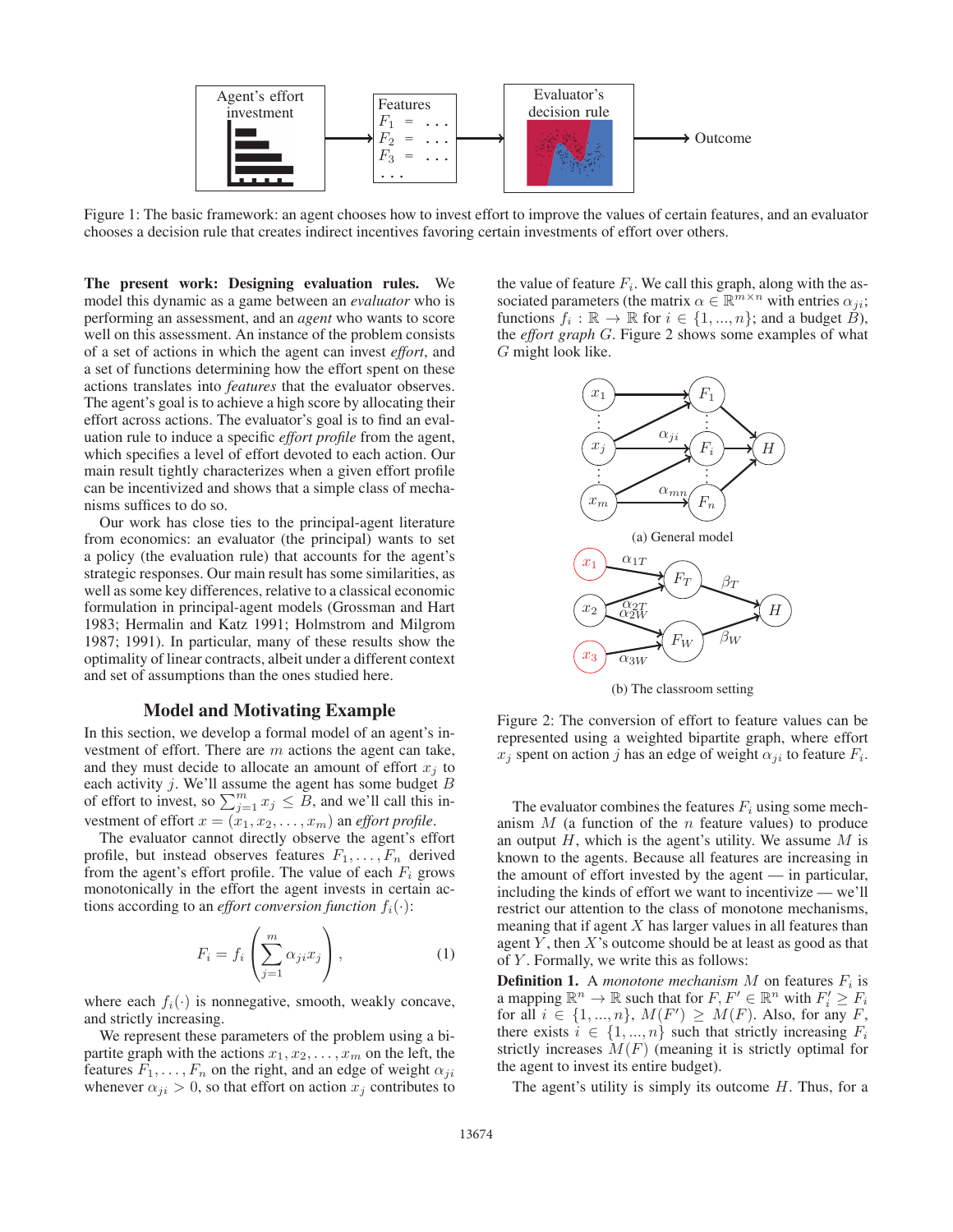Agent's effort investment → Features $F_1 = \ldots$, $F_2 = \ldots$, $F_3 = \ldots$, ... → Evaluator's decision rule → Outcome

Figure 1: The basic framework: an agent chooses how to invest effort to improve the values of certain features, and an evaluator chooses a decision rule that creates indirect incentives favoring certain investments of effort over others.

**The present work: Designing evaluation rules.** We model this dynamic as a game between an *evaluator* who is performing an assessment, and an *agent* who wants to score well on this assessment. An instance of the problem consists of a set of actions in which the agent can invest *effort*, and a set of functions determining how the effort spent on these actions translates into *features* that the evaluator observes. The agent's goal is to achieve a high score by allocating their effort across actions. The evaluator's goal is to find an evaluation rule to induce a specific *effort profile* from the agent, which specifies a level of effort devoted to each action. Our main result tightly characterizes when a given effort profile can be incentivized and shows that a simple class of mechanisms suffices to do so.

Our work has close ties to the principal-agent literature from economics: an evaluator (the principal) wants to set a policy (the evaluation rule) that accounts for the agent's strategic responses. Our main result has some similarities, as well as some key differences, relative to a classical economic formulation in principal-agent models (Grossman and Hart 1983; Hermalin and Katz 1991; Holmstrom and Milgrom 1987; 1991). In particular, many of these results show the optimality of linear contracts, albeit under a different context and set of assumptions than the ones studied here.

## Model and Motivating Example

In this section, we develop a formal model of an agent's investment of effort. There are $m$ actions the agent can take, and they must decide to allocate an amount of effort $x_j$ to each activity $j$. We'll assume the agent has some budget $B$ of effort to invest, so $\sum_{j=1}^{m} x_j \leq B$, and we'll call this investment of effort $x = (x_1, x_2, \ldots, x_m)$ an *effort profile*.

The evaluator cannot directly observe the agent's effort profile, but instead observes features $F_1, \ldots, F_n$ derived from the agent's effort profile. The value of each $F_i$ grows monotonically in the effort the agent invests in certain actions according to an *effort conversion function* $f_i(\cdot)$:

$$F_i = f_i\left(\sum_{j=1}^{m} \alpha_{ji} x_j\right), \tag{1}$$

where each $f_i(\cdot)$ is nonnegative, smooth, weakly concave, and strictly increasing.

We represent these parameters of the problem using a bipartite graph with the actions $x_1, x_2, \ldots, x_m$ on the left, the features $F_1, \ldots, F_n$ on the right, and an edge of weight $\alpha_{ji}$ whenever $\alpha_{ji} > 0$, so that effort on action $x_j$ contributes to the value of feature $F_i$. We call this graph, along with the associated parameters (the matrix $\alpha \in \mathbb{R}^{m \times n}$ with entries $\alpha_{ji}$; functions $f_i : \mathbb{R} \to \mathbb{R}$ for $i \in \{1, ..., n\}$; and a budget $B$), the *effort graph* $G$. Figure 2 shows some examples of what $G$ might look like.

(a) General model

(b) The classroom setting

Figure 2: The conversion of effort to feature values can be represented using a weighted bipartite graph, where effort $x_j$ spent on action $j$ has an edge of weight $\alpha_{ji}$ to feature $F_i$.

The evaluator combines the features $F_i$ using some mechanism $M$ (a function of the $n$ feature values) to produce an output $H$, which is the agent's utility. We assume $M$ is known to the agents. Because all features are increasing in the amount of effort invested by the agent — in particular, including the kinds of effort we want to incentivize — we'll restrict our attention to the class of monotone mechanisms, meaning that if agent $X$ has larger values in all features than agent $Y$, then $X$'s outcome should be at least as good as that of $Y$. Formally, we write this as follows:

**Definition 1.** A *monotone mechanism* $M$ on features $F_i$ is a mapping $\mathbb{R}^n \to \mathbb{R}$ such that for $F, F' \in \mathbb{R}^n$ with $F'_i \geq F_i$ for all $i \in \{1, ..., n\}$, $M(F') \geq M(F)$. Also, for any $F$, there exists $i \in \{1, ..., n\}$ such that strictly increasing $F_i$ strictly increases $M(F)$ (meaning it is strictly optimal for the agent to invest its entire budget).

The agent's utility is simply its outcome $H$. Thus, for a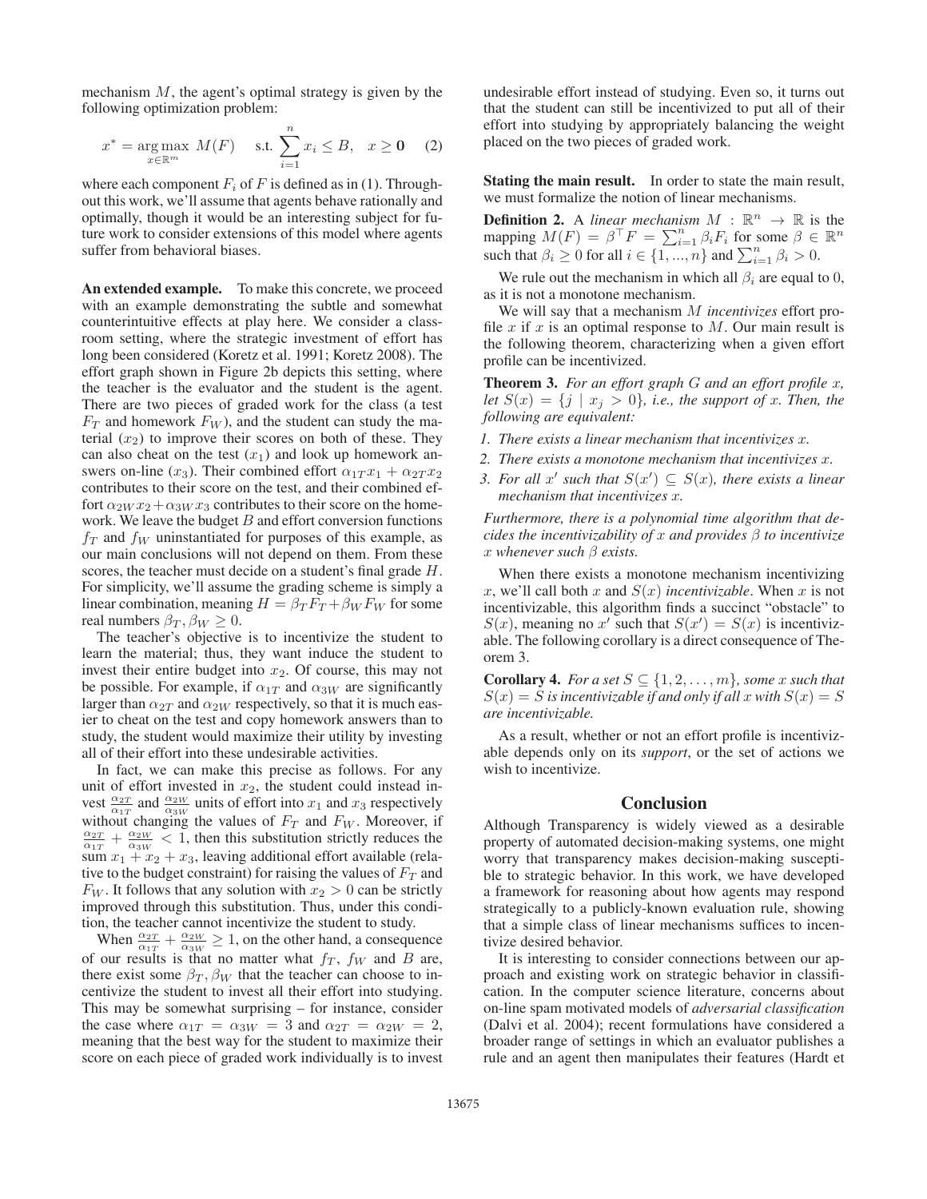mechanism $M$, the agent's optimal strategy is given by the following optimization problem:

$$x^* = \arg\max_{x \in \mathbb{R}^m} \; M(F) \quad \text{s.t.} \sum_{i=1}^{n} x_i \leq B, \quad x \geq \mathbf{0} \quad (2)$$

where each component $F_i$ of $F$ is defined as in (1). Throughout this work, we'll assume that agents behave rationally and optimally, though it would be an interesting subject for future work to consider extensions of this model where agents suffer from behavioral biases.

**An extended example.** To make this concrete, we proceed with an example demonstrating the subtle and somewhat counterintuitive effects at play here. We consider a classroom setting, where the strategic investment of effort has long been considered (Koretz et al. 1991; Koretz 2008). The effort graph shown in Figure 2b depicts this setting, where the teacher is the evaluator and the student is the agent. There are two pieces of graded work for the class (a test $F_T$ and homework $F_W$), and the student can study the material ($x_2$) to improve their scores on both of these. They can also cheat on the test ($x_1$) and look up homework answers on-line ($x_3$). Their combined effort $\alpha_{1T}x_1 + \alpha_{2T}x_2$ contributes to their score on the test, and their combined effort $\alpha_{2W}x_2 + \alpha_{3W}x_3$ contributes to their score on the homework. We leave the budget $B$ and effort conversion functions $f_T$ and $f_W$ uninstantiated for purposes of this example, as our main conclusions will not depend on them. From these scores, the teacher must decide on a student's final grade $H$. For simplicity, we'll assume the grading scheme is simply a linear combination, meaning $H = \beta_T F_T + \beta_W F_W$ for some real numbers $\beta_T, \beta_W \geq 0$.

The teacher's objective is to incentivize the student to learn the material; thus, they want induce the student to invest their entire budget into $x_2$. Of course, this may not be possible. For example, if $\alpha_{1T}$ and $\alpha_{3W}$ are significantly larger than $\alpha_{2T}$ and $\alpha_{2W}$ respectively, so that it is much easier to cheat on the test and copy homework answers than to study, the student would maximize their utility by investing all of their effort into these undesirable activities.

In fact, we can make this precise as follows. For any unit of effort invested in $x_2$, the student could instead invest $\frac{\alpha_{2T}}{\alpha_{1T}}$ and $\frac{\alpha_{2W}}{\alpha_{3W}}$ units of effort into $x_1$ and $x_3$ respectively without changing the values of $F_T$ and $F_W$. Moreover, if $\frac{\alpha_{2T}}{\alpha_{1T}} + \frac{\alpha_{2W}}{\alpha_{3W}} < 1$, then this substitution strictly reduces the sum $x_1 + x_2 + x_3$, leaving additional effort available (relative to the budget constraint) for raising the values of $F_T$ and $F_W$. It follows that any solution with $x_2 > 0$ can be strictly improved through this substitution. Thus, under this condition, the teacher cannot incentivize the student to study.

When $\frac{\alpha_{2T}}{\alpha_{1T}} + \frac{\alpha_{2W}}{\alpha_{3W}} \geq 1$, on the other hand, a consequence of our results is that no matter what $f_T$, $f_W$ and $B$ are, there exist some $\beta_T, \beta_W$ that the teacher can choose to incentivize the student to invest all their effort into studying. This may be somewhat surprising – for instance, consider the case where $\alpha_{1T} = \alpha_{3W} = 3$ and $\alpha_{2T} = \alpha_{2W} = 2$, meaning that the best way for the student to maximize their score on each piece of graded work individually is to invest undesirable effort instead of studying. Even so, it turns out that the student can still be incentivized to put all of their effort into studying by appropriately balancing the weight placed on the two pieces of graded work.

**Stating the main result.** In order to state the main result, we must formalize the notion of linear mechanisms.

**Definition 2.** A *linear mechanism* $M : \mathbb{R}^n \to \mathbb{R}$ is the mapping $M(F) = \beta^\top F = \sum_{i=1}^n \beta_i F_i$ for some $\beta \in \mathbb{R}^n$ such that $\beta_i \geq 0$ for all $i \in \{1, ..., n\}$ and $\sum_{i=1}^n \beta_i > 0$.

We rule out the mechanism in which all $\beta_i$ are equal to 0, as it is not a monotone mechanism.

We will say that a mechanism $M$ *incentivizes* effort profile $x$ if $x$ is an optimal response to $M$. Our main result is the following theorem, characterizing when a given effort profile can be incentivized.

**Theorem 3.** *For an effort graph $G$ and an effort profile $x$, let $S(x) = \{j \mid x_j > 0\}$, i.e., the support of $x$. Then, the following are equivalent:*

1. *There exists a linear mechanism that incentivizes $x$.*
2. *There exists a monotone mechanism that incentivizes $x$.*
3. *For all $x'$ such that $S(x') \subseteq S(x)$, there exists a linear mechanism that incentivizes $x$.*

*Furthermore, there is a polynomial time algorithm that decides the incentivizability of $x$ and provides $\beta$ to incentivize $x$ whenever such $\beta$ exists.*

When there exists a monotone mechanism incentivizing $x$, we'll call both $x$ and $S(x)$ *incentivizable*. When $x$ is not incentivizable, this algorithm finds a succinct "obstacle" to $S(x)$, meaning no $x'$ such that $S(x') = S(x)$ is incentivizable. The following corollary is a direct consequence of Theorem 3.

**Corollary 4.** *For a set $S \subseteq \{1, 2, \ldots, m\}$, some $x$ such that $S(x) = S$ is incentivizable if and only if all $x$ with $S(x) = S$ are incentivizable.*

As a result, whether or not an effort profile is incentivizable depends only on its *support*, or the set of actions we wish to incentivize.

## Conclusion

Although Transparency is widely viewed as a desirable property of automated decision-making systems, one might worry that transparency makes decision-making susceptible to strategic behavior. In this work, we have developed a framework for reasoning about how agents may respond strategically to a publicly-known evaluation rule, showing that a simple class of linear mechanisms suffices to incentivize desired behavior.

It is interesting to consider connections between our approach and existing work on strategic behavior in classification. In the computer science literature, concerns about on-line spam motivated models of *adversarial classification* (Dalvi et al. 2004); recent formulations have considered a broader range of settings in which an evaluator publishes a rule and an agent then manipulates their features (Hardt et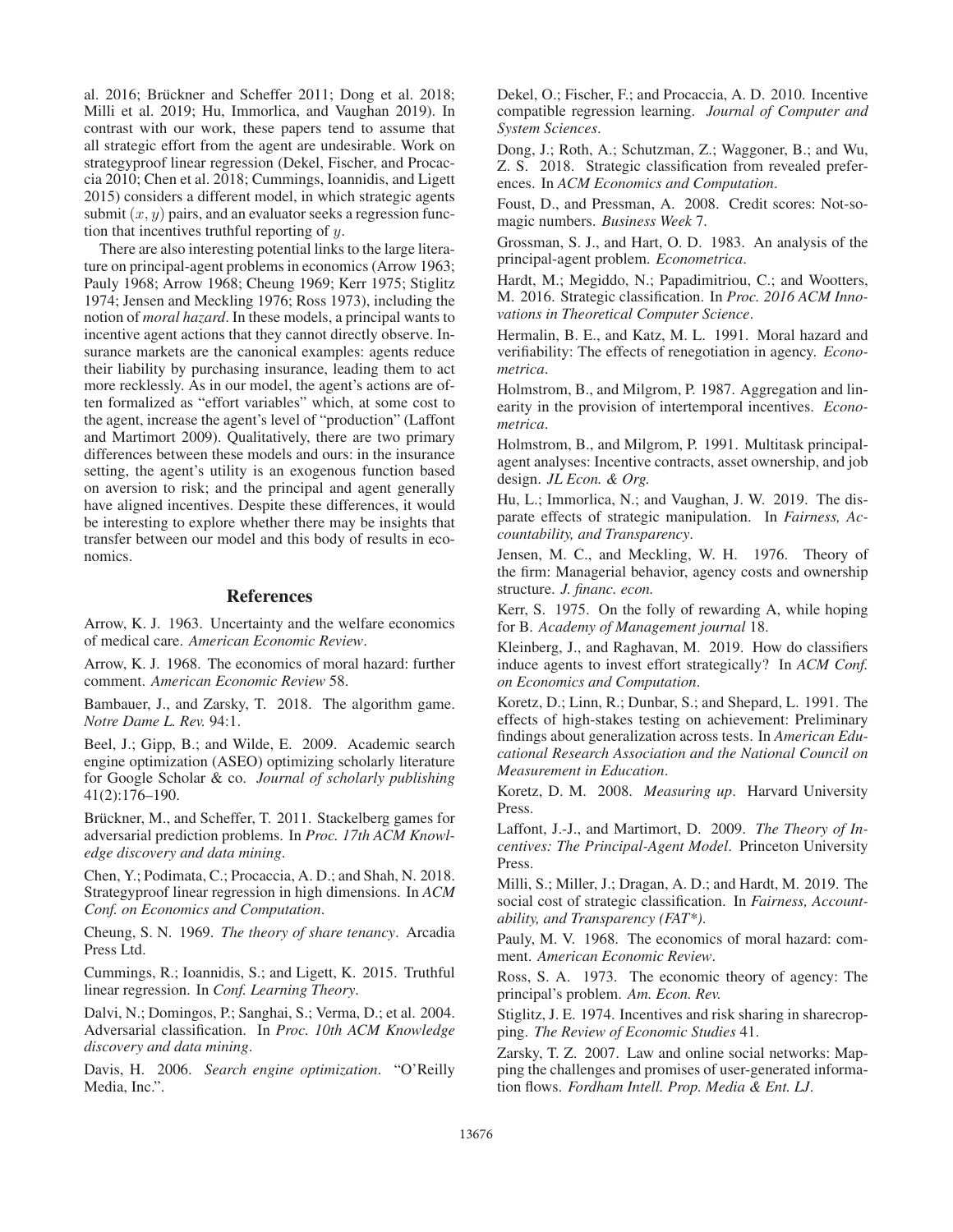al. 2016; Brückner and Scheffer 2011; Dong et al. 2018; Milli et al. 2019; Hu, Immorlica, and Vaughan 2019). In contrast with our work, these papers tend to assume that all strategic effort from the agent are undesirable. Work on strategyproof linear regression (Dekel, Fischer, and Procaccia 2010; Chen et al. 2018; Cummings, Ioannidis, and Ligett 2015) considers a different model, in which strategic agents submit $(x, y)$ pairs, and an evaluator seeks a regression function that incentives truthful reporting of $y$.

There are also interesting potential links to the large literature on principal-agent problems in economics (Arrow 1963; Pauly 1968; Arrow 1968; Cheung 1969; Kerr 1975; Stiglitz 1974; Jensen and Meckling 1976; Ross 1973), including the notion of *moral hazard*. In these models, a principal wants to incentive agent actions that they cannot directly observe. Insurance markets are the canonical examples: agents reduce their liability by purchasing insurance, leading them to act more recklessly. As in our model, the agent's actions are often formalized as "effort variables" which, at some cost to the agent, increase the agent's level of "production" (Laffont and Martimort 2009). Qualitatively, there are two primary differences between these models and ours: in the insurance setting, the agent's utility is an exogenous function based on aversion to risk; and the principal and agent generally have aligned incentives. Despite these differences, it would be interesting to explore whether there may be insights that transfer between our model and this body of results in economics.

## References

Arrow, K. J. 1963. Uncertainty and the welfare economics of medical care. *American Economic Review*.

Arrow, K. J. 1968. The economics of moral hazard: further comment. *American Economic Review* 58.

Bambauer, J., and Zarsky, T. 2018. The algorithm game. *Notre Dame L. Rev.* 94:1.

Beel, J.; Gipp, B.; and Wilde, E. 2009. Academic search engine optimization (ASEO) optimizing scholarly literature for Google Scholar & co. *Journal of scholarly publishing* 41(2):176–190.

Brückner, M., and Scheffer, T. 2011. Stackelberg games for adversarial prediction problems. In *Proc. 17th ACM Knowledge discovery and data mining*.

Chen, Y.; Podimata, C.; Procaccia, A. D.; and Shah, N. 2018. Strategyproof linear regression in high dimensions. In *ACM Conf. on Economics and Computation*.

Cheung, S. N. 1969. *The theory of share tenancy*. Arcadia Press Ltd.

Cummings, R.; Ioannidis, S.; and Ligett, K. 2015. Truthful linear regression. In *Conf. Learning Theory*.

Dalvi, N.; Domingos, P.; Sanghai, S.; Verma, D.; et al. 2004. Adversarial classification. In *Proc. 10th ACM Knowledge discovery and data mining*.

Davis, H. 2006. *Search engine optimization*. "O'Reilly Media, Inc.".

Dekel, O.; Fischer, F.; and Procaccia, A. D. 2010. Incentive compatible regression learning. *Journal of Computer and System Sciences*.

Dong, J.; Roth, A.; Schutzman, Z.; Waggoner, B.; and Wu, Z. S. 2018. Strategic classification from revealed preferences. In *ACM Economics and Computation*.

Foust, D., and Pressman, A. 2008. Credit scores: Not-so-magic numbers. *Business Week* 7.

Grossman, S. J., and Hart, O. D. 1983. An analysis of the principal-agent problem. *Econometrica*.

Hardt, M.; Megiddo, N.; Papadimitriou, C.; and Wootters, M. 2016. Strategic classification. In *Proc. 2016 ACM Innovations in Theoretical Computer Science*.

Hermalin, B. E., and Katz, M. L. 1991. Moral hazard and verifiability: The effects of renegotiation in agency. *Econometrica*.

Holmstrom, B., and Milgrom, P. 1987. Aggregation and linearity in the provision of intertemporal incentives. *Econometrica*.

Holmstrom, B., and Milgrom, P. 1991. Multitask principal-agent analyses: Incentive contracts, asset ownership, and job design. *JL Econ. & Org.*

Hu, L.; Immorlica, N.; and Vaughan, J. W. 2019. The disparate effects of strategic manipulation. In *Fairness, Accountability, and Transparency*.

Jensen, M. C., and Meckling, W. H. 1976. Theory of the firm: Managerial behavior, agency costs and ownership structure. *J. financ. econ.*

Kerr, S. 1975. On the folly of rewarding A, while hoping for B. *Academy of Management journal* 18.

Kleinberg, J., and Raghavan, M. 2019. How do classifiers induce agents to invest effort strategically? In *ACM Conf. on Economics and Computation*.

Koretz, D.; Linn, R.; Dunbar, S.; and Shepard, L. 1991. The effects of high-stakes testing on achievement: Preliminary findings about generalization across tests. In *American Educational Research Association and the National Council on Measurement in Education*.

Koretz, D. M. 2008. *Measuring up*. Harvard University Press.

Laffont, J.-J., and Martimort, D. 2009. *The Theory of Incentives: The Principal-Agent Model*. Princeton University Press.

Milli, S.; Miller, J.; Dragan, A. D.; and Hardt, M. 2019. The social cost of strategic classification. In *Fairness, Accountability, and Transparency (FAT\*)*.

Pauly, M. V. 1968. The economics of moral hazard: comment. *American Economic Review*.

Ross, S. A. 1973. The economic theory of agency: The principal's problem. *Am. Econ. Rev.*

Stiglitz, J. E. 1974. Incentives and risk sharing in sharecropping. *The Review of Economic Studies* 41.

Zarsky, T. Z. 2007. Law and online social networks: Mapping the challenges and promises of user-generated information flows. *Fordham Intell. Prop. Media & Ent. LJ*.